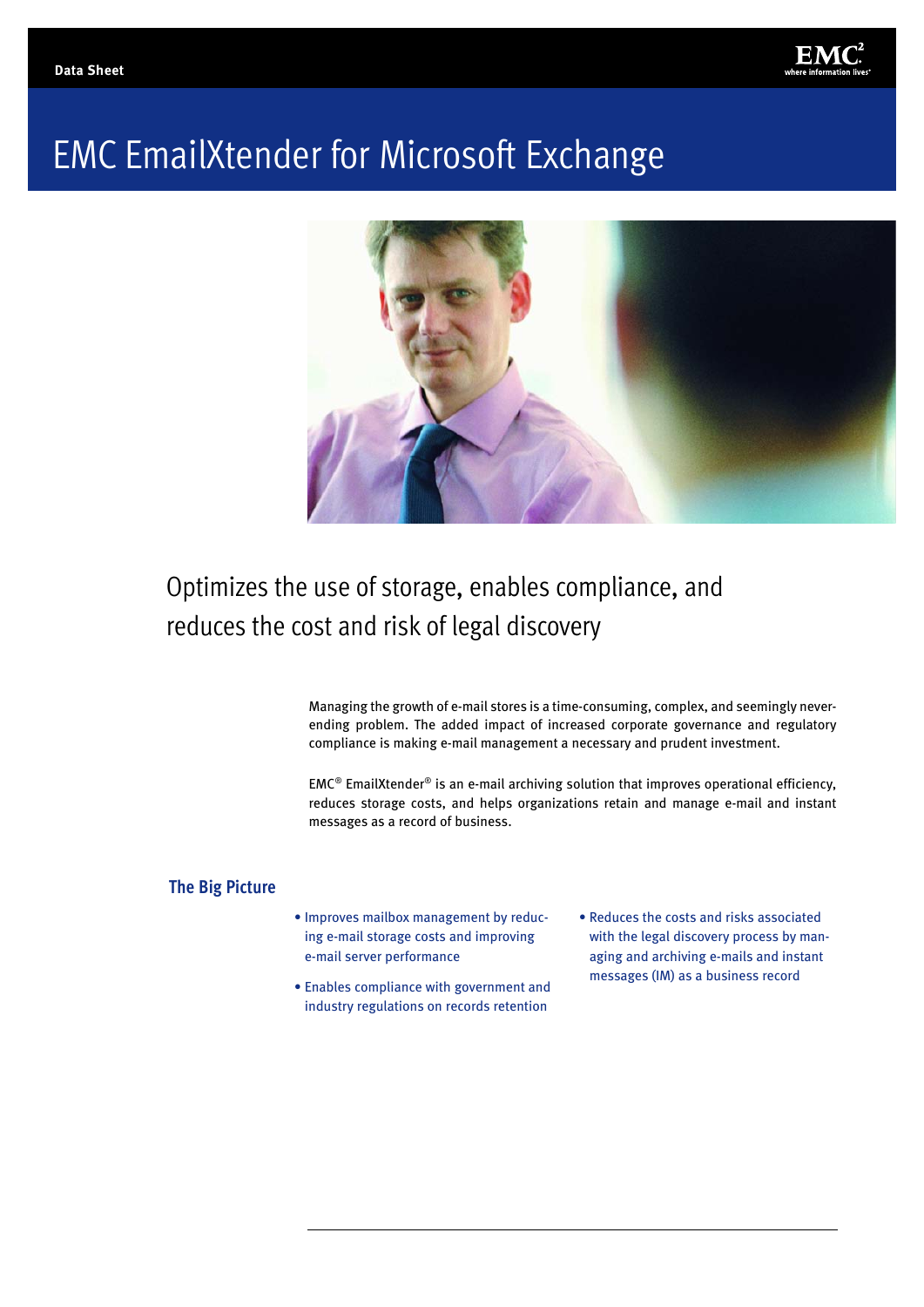Data Sheet

# EMC EmailXtender for Microsoft Exchange

## Optimizes the use of storage, enables compliance, and reduces the cost and risk of legal discovery

Managing the growth of e-mail stores is a time-consuming, complex, and seemingly never-ending problem. The added impact of increased corporate governance and regulatory compliance is making e-mail management a necessary and prudent investment.

EMC® EmailXtender® is an e-mail archiving solution that improves operational efficiency, reduces storage costs, and helps organizations retain and manage e-mail and instant messages as a record of business.

### The Big Picture

- Improves mailbox management by reducing e-mail storage costs and improving e-mail server performance
- Enables compliance with government and industry regulations on records retention
- Reduces the costs and risks associated with the legal discovery process by managing and archiving e-mails and instant messages (IM) as a business record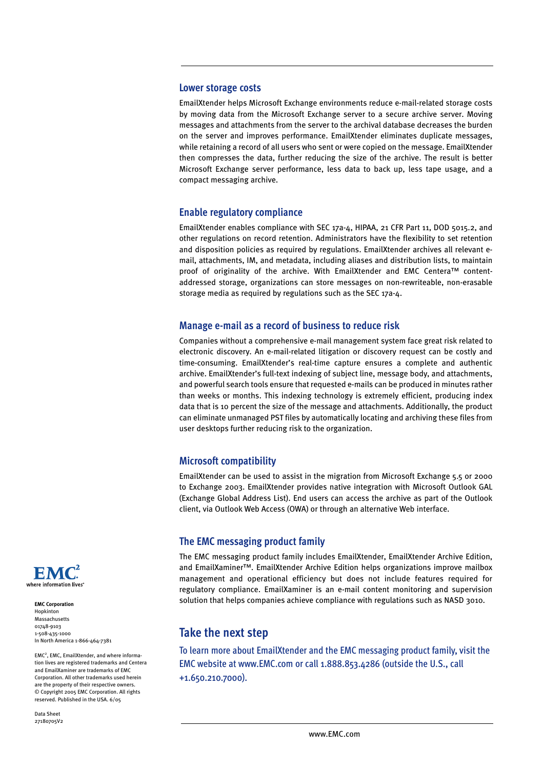## Lower storage costs

EmailXtender helps Microsoft Exchange environments reduce e-mail-related storage costs by moving data from the Microsoft Exchange server to a secure archive server. Moving messages and attachments from the server to the archival database decreases the burden on the server and improves performance. EmailXtender eliminates duplicate messages, while retaining a record of all users who sent or were copied on the message. EmailXtender then compresses the data, further reducing the size of the archive. The result is better Microsoft Exchange server performance, less data to back up, less tape usage, and a compact messaging archive.

## Enable regulatory compliance

EmailXtender enables compliance with SEC 17a-4, HIPAA, 21 CFR Part 11, DOD 5015.2, and other regulations on record retention. Administrators have the flexibility to set retention and disposition policies as required by regulations. EmailXtender archives all relevant e-mail, attachments, IM, and metadata, including aliases and distribution lists, to maintain proof of originality of the archive. With EmailXtender and EMC Centera™ content-addressed storage, organizations can store messages on non-rewriteable, non-erasable storage media as required by regulations such as the SEC 17a-4.

## Manage e-mail as a record of business to reduce risk

Companies without a comprehensive e-mail management system face great risk related to electronic discovery. An e-mail-related litigation or discovery request can be costly and time-consuming. EmailXtender's real-time capture ensures a complete and authentic archive. EmailXtender's full-text indexing of subject line, message body, and attachments, and powerful search tools ensure that requested e-mails can be produced in minutes rather than weeks or months. This indexing technology is extremely efficient, producing index data that is 10 percent the size of the message and attachments. Additionally, the product can eliminate unmanaged PST files by automatically locating and archiving these files from user desktops further reducing risk to the organization.

## Microsoft compatibility

EmailXtender can be used to assist in the migration from Microsoft Exchange 5.5 or 2000 to Exchange 2003. EmailXtender provides native integration with Microsoft Outlook GAL (Exchange Global Address List). End users can access the archive as part of the Outlook client, via Outlook Web Access (OWA) or through an alternative Web interface.

## The EMC messaging product family

The EMC messaging product family includes EmailXtender, EmailXtender Archive Edition, and EmailXaminer™. EmailXtender Archive Edition helps organizations improve mailbox management and operational efficiency but does not include features required for regulatory compliance. EmailXaminer is an e-mail content monitoring and supervision solution that helps companies achieve compliance with regulations such as NASD 3010.

# Take the next step

To learn more about EmailXtender and the EMC messaging product family, visit the EMC website at www.EMC.com or call 1.888.853.4286 (outside the U.S., call +1.650.210.7000).

EMC² where information lives®

**EMC Corporation**
Hopkinton
Massachusetts
01748-9103
1-508-435-1000
In North America 1-866-464-7381

EMC², EMC, EmailXtender, and where information lives are registered trademarks and Centera and EmailXaminer are trademarks of EMC Corporation. All other trademarks used herein are the property of their respective owners. © Copyright 2005 EMC Corporation. All rights reserved. Published in the USA. 6/05

Data Sheet
27180705V2

www.EMC.com